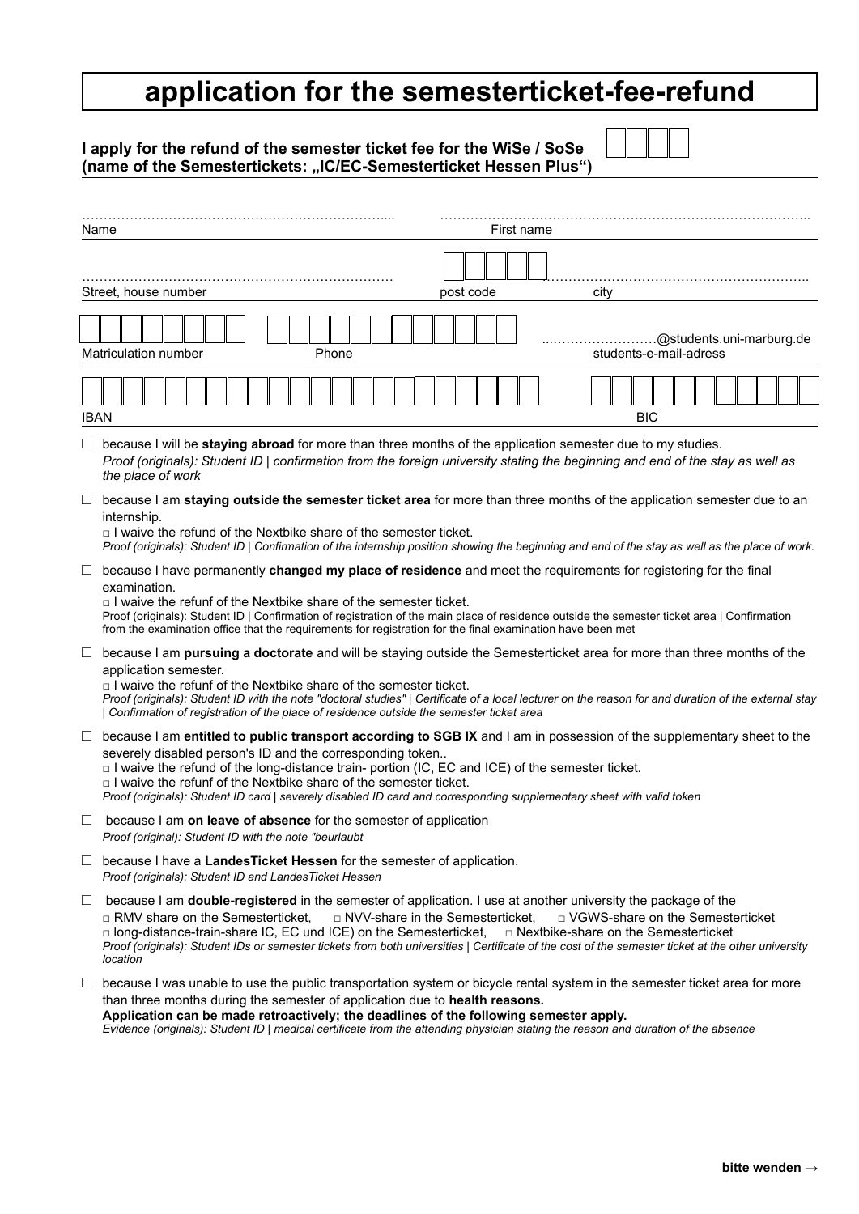# application for the semesterticket-fee-refund

**I apply for the refund of the semester ticket fee for the WiSe / SoSe (name of the Semestertickets: „IC/EC-Semesterticket Hessen Plus“)** ☐☐☐☐

| | |
|---|---|
| ……………………………………………….... | ……………………………………………………………… |
| Name | First name |
| ……………………………………………………… | ☐☐☐☐☐ ……………………………………………… |
| Street, house number | post code / city |
| ☐☐☐☐☐☐☐☐ ☐☐☐☐☐☐☐☐☐☐☐☐ | ...……………………@students.uni-marburg.de |
| Matriculation number / Phone | students-e-mail-adress |
| ☐☐☐☐☐☐☐☐☐☐☐☐☐☐☐☐☐☐☐☐☐☐ | ☐☐☐☐☐☐☐☐☐☐☐ |
| IBAN | BIC |

☐ because I will be **staying abroad** for more than three months of the application semester due to my studies.
*Proof (originals): Student ID | confirmation from the foreign university stating the beginning and end of the stay as well as the place of work*

☐ because I am **staying outside the semester ticket area** for more than three months of the application semester due to an internship.
□ I waive the refund of the Nextbike share of the semester ticket.
*Proof (originals): Student ID | Confirmation of the internship position showing the beginning and end of the stay as well as the place of work.*

☐ because I have permanently **changed my place of residence** and meet the requirements for registering for the final examination.
□ I waive the refunf of the Nextbike share of the semester ticket.
Proof (originals): Student ID | Confirmation of registration of the main place of residence outside the semester ticket area | Confirmation from the examination office that the requirements for registration for the final examination have been met

☐ because I am **pursuing a doctorate** and will be staying outside the Semesterticket area for more than three months of the application semester.
□ I waive the refunf of the Nextbike share of the semester ticket.
*Proof (originals): Student ID with the note "doctoral studies" | Certificate of a local lecturer on the reason for and duration of the external stay | Confirmation of registration of the place of residence outside the semester ticket area*

☐ because I am **entitled to public transport according to SGB IX** and I am in possession of the supplementary sheet to the severely disabled person's ID and the corresponding token..
□ I waive the refund of the long-distance train- portion (IC, EC and ICE) of the semester ticket.
□ I waive the refunf of the Nextbike share of the semester ticket.
*Proof (originals): Student ID card | severely disabled ID card and corresponding supplementary sheet with valid token*

☐ because I am **on leave of absence** for the semester of application
*Proof (original): Student ID with the note "beurlaubt*

☐ because I have a **LandesTicket Hessen** for the semester of application.
*Proof (originals): Student ID and LandesTicket Hessen*

☐ because I am **double-registered** in the semester of application. I use at another university the package of the
□ RMV share on the Semesterticket, □ NVV-share in the Semesterticket, □ VGWS-share on the Semesterticket
□ long-distance-train-share IC, EC und ICE) on the Semesterticket, □ Nextbike-share on the Semesterticket
*Proof (originals): Student IDs or semester tickets from both universities | Certificate of the cost of the semester ticket at the other university location*

☐ because I was unable to use the public transportation system or bicycle rental system in the semester ticket area for more than three months during the semester of application due to **health reasons.**
**Application can be made retroactively; the deadlines of the following semester apply.**
*Evidence (originals): Student ID | medical certificate from the attending physician stating the reason and duration of the absence*

**bitte wenden →**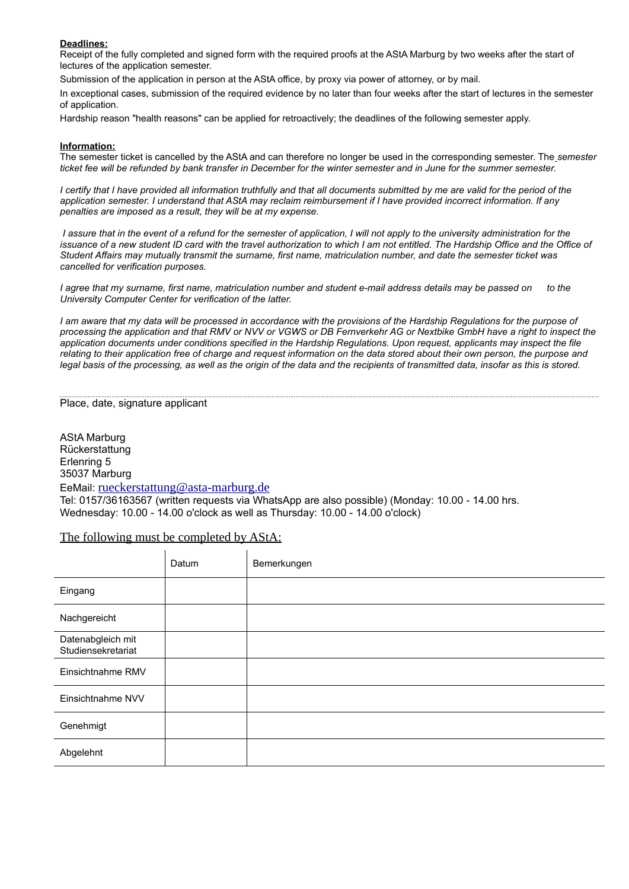**Deadlines:**

Receipt of the fully completed and signed form with the required proofs at the AStA Marburg by two weeks after the start of lectures of the application semester.

Submission of the application in person at the AStA office, by proxy via power of attorney, or by mail.

In exceptional cases, submission of the required evidence by no later than four weeks after the start of lectures in the semester of application.

Hardship reason "health reasons" can be applied for retroactively; the deadlines of the following semester apply.

**Information:**

The semester ticket is cancelled by the AStA and can therefore no longer be used in the corresponding semester. The *semester ticket fee will be refunded by bank transfer in December for the winter semester and in June for the summer semester.*

*I certify that I have provided all information truthfully and that all documents submitted by me are valid for the period of the application semester. I understand that AStA may reclaim reimbursement if I have provided incorrect information. If any penalties are imposed as a result, they will be at my expense.*

*I assure that in the event of a refund for the semester of application, I will not apply to the university administration for the issuance of a new student ID card with the travel authorization to which I am not entitled. The Hardship Office and the Office of Student Affairs may mutually transmit the surname, first name, matriculation number, and date the semester ticket was cancelled for verification purposes.*

*I agree that my surname, first name, matriculation number and student e-mail address details may be passed on to the University Computer Center for verification of the latter.*

*I am aware that my data will be processed in accordance with the provisions of the Hardship Regulations for the purpose of processing the application and that RMV or NVV or VGWS or DB Fernverkehr AG or Nextbike GmbH have a right to inspect the application documents under conditions specified in the Hardship Regulations. Upon request, applicants may inspect the file relating to their application free of charge and request information on the data stored about their own person, the purpose and legal basis of the processing, as well as the origin of the data and the recipients of transmitted data, insofar as this is stored.*

..............................................................................................................................

Place, date, signature applicant

AStA Marburg
Rückerstattung
Erlenring 5
35037 Marburg
EeMail: rueckerstattung@asta-marburg.de
Tel: 0157/36163567 (written requests via WhatsApp are also possible) (Monday: 10.00 - 14.00 hrs. Wednesday: 10.00 - 14.00 o'clock as well as Thursday: 10.00 - 14.00 o'clock)

The following must be completed by AStA:

| | Datum | Bemerkungen |
|---|---|---|
| Eingang | | |
| Nachgereicht | | |
| Datenabgleich mit Studiensekretariat | | |
| Einsichtnahme RMV | | |
| Einsichtnahme NVV | | |
| Genehmigt | | |
| Abgelehnt | | |